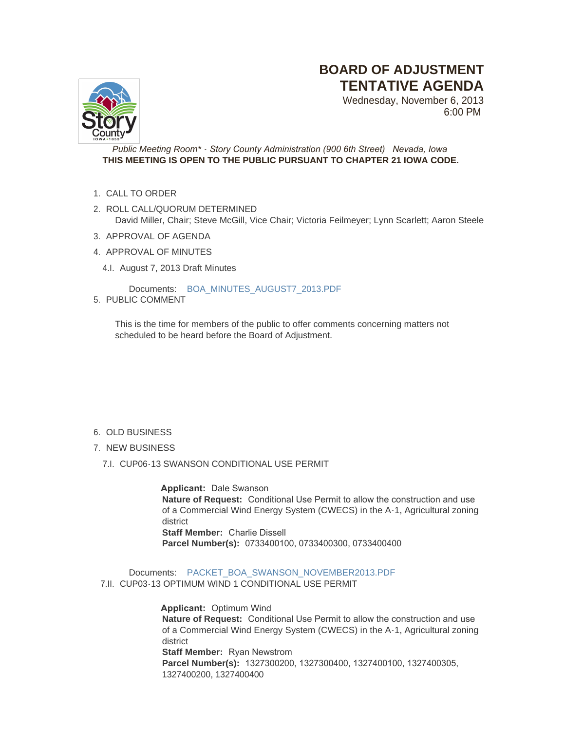# BOARD OF ADJUSTMENT TENTATIVE AGENDA

Wednesday, November 6, 2013
6:00 PM

*Public Meeting Room* - Story County Administration (900 6th Street) Nevada, Iowa*

**THIS MEETING IS OPEN TO THE PUBLIC PURSUANT TO CHAPTER 21 IOWA CODE.**

1. CALL TO ORDER
2. ROLL CALL/QUORUM DETERMINED
   David Miller, Chair; Steve McGill, Vice Chair; Victoria Feilmeyer; Lynn Scarlett; Aaron Steele
3. APPROVAL OF AGENDA
4. APPROVAL OF MINUTES

   4.I. August 7, 2013 Draft Minutes

   Documents: BOA_MINUTES_AUGUST7_2013.PDF
5. PUBLIC COMMENT

   This is the time for members of the public to offer comments concerning matters not scheduled to be heard before the Board of Adjustment.
6. OLD BUSINESS
7. NEW BUSINESS

   7.I. CUP06-13 SWANSON CONDITIONAL USE PERMIT

   **Applicant:** Dale Swanson
   **Nature of Request:** Conditional Use Permit to allow the construction and use of a Commercial Wind Energy System (CWECS) in the A-1, Agricultural zoning district
   **Staff Member:** Charlie Dissell
   **Parcel Number(s):** 0733400100, 0733400300, 0733400400

   Documents: PACKET_BOA_SWANSON_NOVEMBER2013.PDF

   7.II. CUP03-13 OPTIMUM WIND 1 CONDITIONAL USE PERMIT

   **Applicant:** Optimum Wind
   **Nature of Request:** Conditional Use Permit to allow the construction and use of a Commercial Wind Energy System (CWECS) in the A-1, Agricultural zoning district
   **Staff Member:** Ryan Newstrom
   **Parcel Number(s):** 1327300200, 1327300400, 1327400100, 1327400305, 1327400200, 1327400400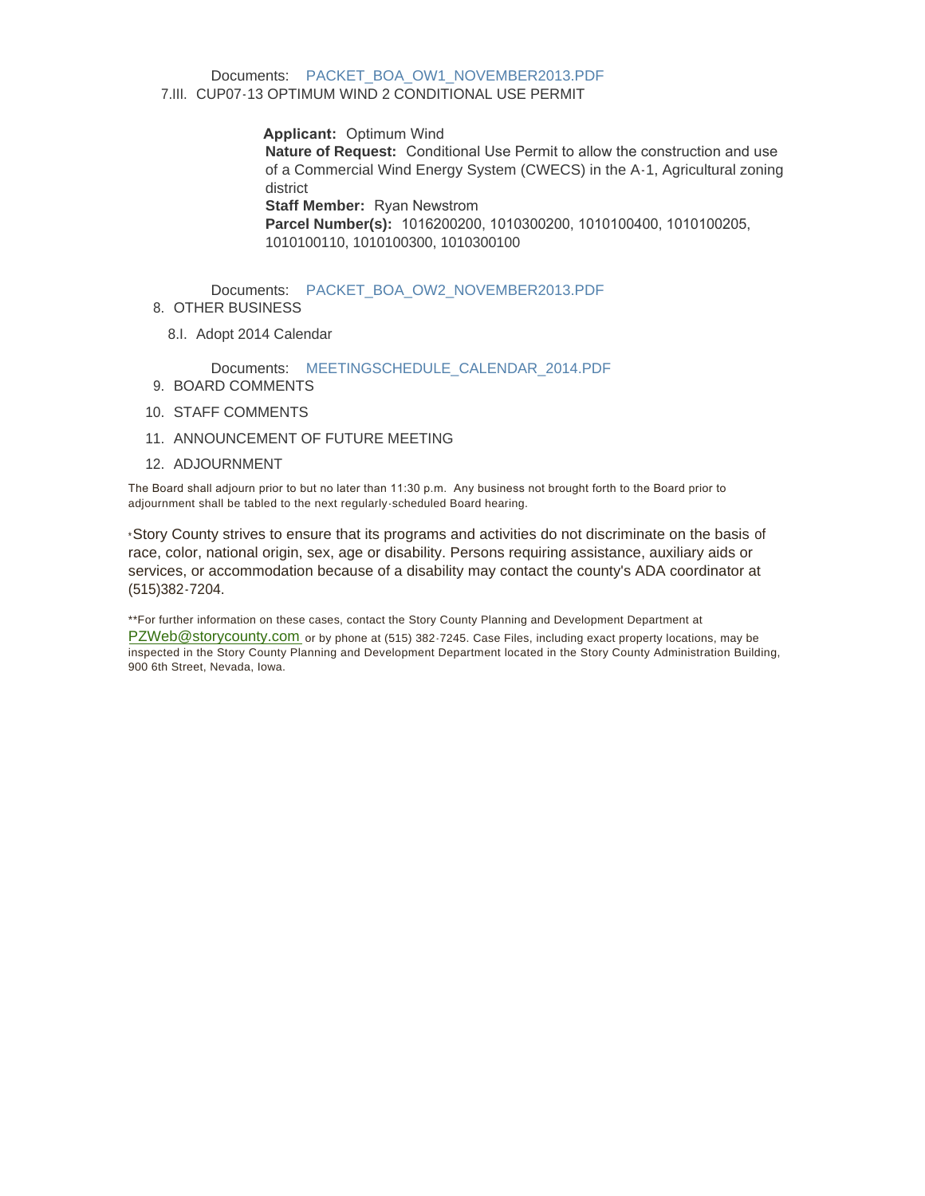Documents: PACKET_BOA_OW1_NOVEMBER2013.PDF

7.III. CUP07-13 OPTIMUM WIND 2 CONDITIONAL USE PERMIT

**Applicant:** Optimum Wind
**Nature of Request:** Conditional Use Permit to allow the construction and use of a Commercial Wind Energy System (CWECS) in the A-1, Agricultural zoning district
**Staff Member:** Ryan Newstrom
**Parcel Number(s):** 1016200200, 1010300200, 1010100400, 1010100205, 1010100110, 1010100300, 1010300100

Documents: PACKET_BOA_OW2_NOVEMBER2013.PDF

8. OTHER BUSINESS

8.I. Adopt 2014 Calendar

Documents: MEETINGSCHEDULE_CALENDAR_2014.PDF

9. BOARD COMMENTS
10. STAFF COMMENTS
11. ANNOUNCEMENT OF FUTURE MEETING
12. ADJOURNMENT

The Board shall adjourn prior to but no later than 11:30 p.m. Any business not brought forth to the Board prior to adjournment shall be tabled to the next regularly-scheduled Board hearing.

*Story County strives to ensure that its programs and activities do not discriminate on the basis of race, color, national origin, sex, age or disability. Persons requiring assistance, auxiliary aids or services, or accommodation because of a disability may contact the county's ADA coordinator at (515)382-7204.

**For further information on these cases, contact the Story County Planning and Development Department at PZWeb@storycounty.com or by phone at (515) 382-7245. Case Files, including exact property locations, may be inspected in the Story County Planning and Development Department located in the Story County Administration Building, 900 6th Street, Nevada, Iowa.